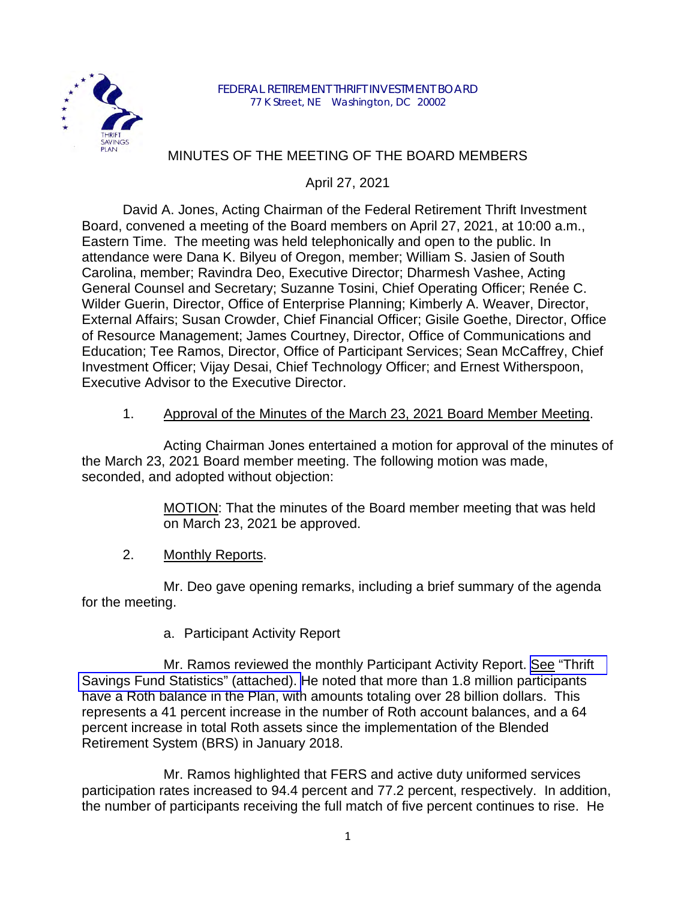FEDERAL RETIREMENT THRIFT INVESTMENT BOARD
77 K Street, NE Washington, DC 20002

# MINUTES OF THE MEETING OF THE BOARD MEMBERS

April 27, 2021

David A. Jones, Acting Chairman of the Federal Retirement Thrift Investment Board, convened a meeting of the Board members on April 27, 2021, at 10:00 a.m., Eastern Time. The meeting was held telephonically and open to the public. In attendance were Dana K. Bilyeu of Oregon, member; William S. Jasien of South Carolina, member; Ravindra Deo, Executive Director; Dharmesh Vashee, Acting General Counsel and Secretary; Suzanne Tosini, Chief Operating Officer; Renée C. Wilder Guerin, Director, Office of Enterprise Planning; Kimberly A. Weaver, Director, External Affairs; Susan Crowder, Chief Financial Officer; Gisile Goethe, Director, Office of Resource Management; James Courtney, Director, Office of Communications and Education; Tee Ramos, Director, Office of Participant Services; Sean McCaffrey, Chief Investment Officer; Vijay Desai, Chief Technology Officer; and Ernest Witherspoon, Executive Advisor to the Executive Director.

1. Approval of the Minutes of the March 23, 2021 Board Member Meeting.

Acting Chairman Jones entertained a motion for approval of the minutes of the March 23, 2021 Board member meeting. The following motion was made, seconded, and adopted without objection:

> MOTION: That the minutes of the Board member meeting that was held on March 23, 2021 be approved.

2. Monthly Reports.

Mr. Deo gave opening remarks, including a brief summary of the agenda for the meeting.

a. Participant Activity Report

Mr. Ramos reviewed the monthly Participant Activity Report. See "Thrift Savings Fund Statistics" (attached). He noted that more than 1.8 million participants have a Roth balance in the Plan, with amounts totaling over 28 billion dollars. This represents a 41 percent increase in the number of Roth account balances, and a 64 percent increase in total Roth assets since the implementation of the Blended Retirement System (BRS) in January 2018.

Mr. Ramos highlighted that FERS and active duty uniformed services participation rates increased to 94.4 percent and 77.2 percent, respectively. In addition, the number of participants receiving the full match of five percent continues to rise. He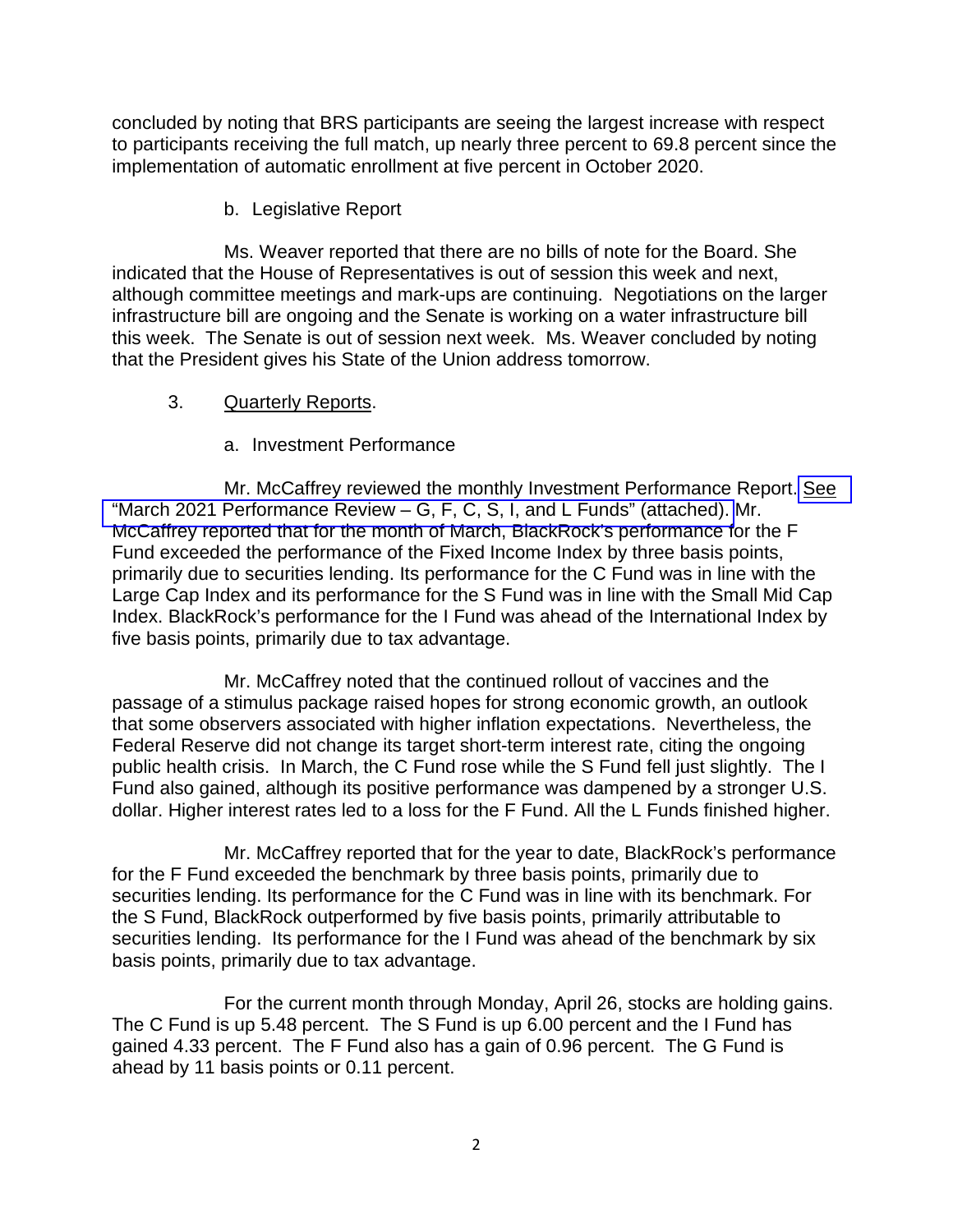concluded by noting that BRS participants are seeing the largest increase with respect to participants receiving the full match, up nearly three percent to 69.8 percent since the implementation of automatic enrollment at five percent in October 2020.

b. Legislative Report

Ms. Weaver reported that there are no bills of note for the Board. She indicated that the House of Representatives is out of session this week and next, although committee meetings and mark-ups are continuing. Negotiations on the larger infrastructure bill are ongoing and the Senate is working on a water infrastructure bill this week. The Senate is out of session next week. Ms. Weaver concluded by noting that the President gives his State of the Union address tomorrow.

3. Quarterly Reports.

a. Investment Performance

Mr. McCaffrey reviewed the monthly Investment Performance Report. See "March 2021 Performance Review – G, F, C, S, I, and L Funds" (attached). Mr. McCaffrey reported that for the month of March, BlackRock's performance for the F Fund exceeded the performance of the Fixed Income Index by three basis points, primarily due to securities lending. Its performance for the C Fund was in line with the Large Cap Index and its performance for the S Fund was in line with the Small Mid Cap Index. BlackRock's performance for the I Fund was ahead of the International Index by five basis points, primarily due to tax advantage.

Mr. McCaffrey noted that the continued rollout of vaccines and the passage of a stimulus package raised hopes for strong economic growth, an outlook that some observers associated with higher inflation expectations. Nevertheless, the Federal Reserve did not change its target short-term interest rate, citing the ongoing public health crisis. In March, the C Fund rose while the S Fund fell just slightly. The I Fund also gained, although its positive performance was dampened by a stronger U.S. dollar. Higher interest rates led to a loss for the F Fund. All the L Funds finished higher.

Mr. McCaffrey reported that for the year to date, BlackRock's performance for the F Fund exceeded the benchmark by three basis points, primarily due to securities lending. Its performance for the C Fund was in line with its benchmark. For the S Fund, BlackRock outperformed by five basis points, primarily attributable to securities lending. Its performance for the I Fund was ahead of the benchmark by six basis points, primarily due to tax advantage.

For the current month through Monday, April 26, stocks are holding gains. The C Fund is up 5.48 percent. The S Fund is up 6.00 percent and the I Fund has gained 4.33 percent. The F Fund also has a gain of 0.96 percent. The G Fund is ahead by 11 basis points or 0.11 percent.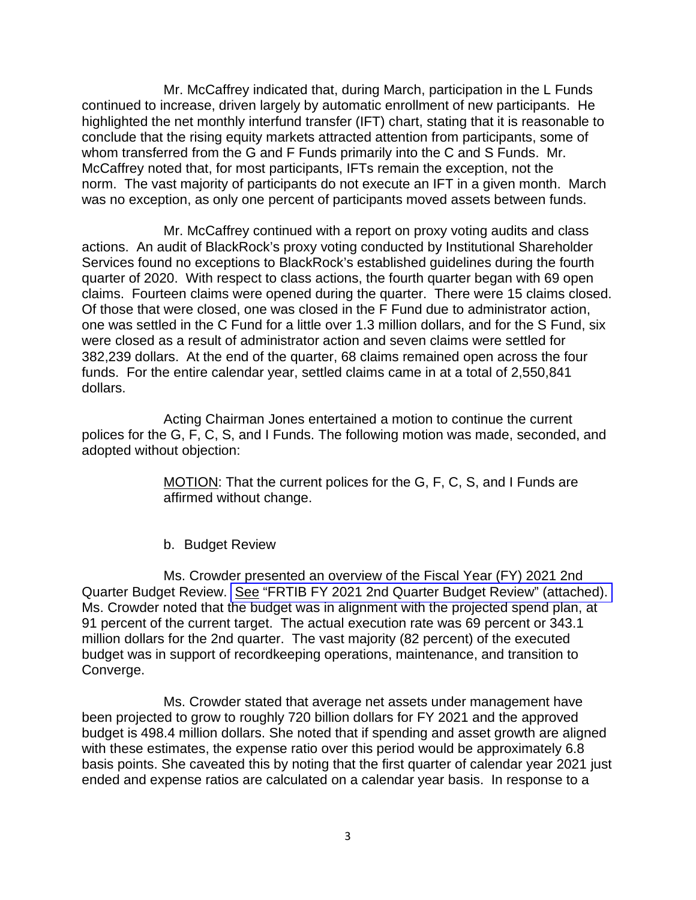Mr. McCaffrey indicated that, during March, participation in the L Funds continued to increase, driven largely by automatic enrollment of new participants. He highlighted the net monthly interfund transfer (IFT) chart, stating that it is reasonable to conclude that the rising equity markets attracted attention from participants, some of whom transferred from the G and F Funds primarily into the C and S Funds. Mr. McCaffrey noted that, for most participants, IFTs remain the exception, not the norm. The vast majority of participants do not execute an IFT in a given month. March was no exception, as only one percent of participants moved assets between funds.

Mr. McCaffrey continued with a report on proxy voting audits and class actions. An audit of BlackRock's proxy voting conducted by Institutional Shareholder Services found no exceptions to BlackRock's established guidelines during the fourth quarter of 2020. With respect to class actions, the fourth quarter began with 69 open claims. Fourteen claims were opened during the quarter. There were 15 claims closed. Of those that were closed, one was closed in the F Fund due to administrator action, one was settled in the C Fund for a little over 1.3 million dollars, and for the S Fund, six were closed as a result of administrator action and seven claims were settled for 382,239 dollars. At the end of the quarter, 68 claims remained open across the four funds. For the entire calendar year, settled claims came in at a total of 2,550,841 dollars.

Acting Chairman Jones entertained a motion to continue the current polices for the G, F, C, S, and I Funds. The following motion was made, seconded, and adopted without objection:

> MOTION: That the current polices for the G, F, C, S, and I Funds are affirmed without change.

b. Budget Review

Ms. Crowder presented an overview of the Fiscal Year (FY) 2021 2nd Quarter Budget Review. See "FRTIB FY 2021 2nd Quarter Budget Review" (attached). Ms. Crowder noted that the budget was in alignment with the projected spend plan, at 91 percent of the current target. The actual execution rate was 69 percent or 343.1 million dollars for the 2nd quarter. The vast majority (82 percent) of the executed budget was in support of recordkeeping operations, maintenance, and transition to Converge.

Ms. Crowder stated that average net assets under management have been projected to grow to roughly 720 billion dollars for FY 2021 and the approved budget is 498.4 million dollars. She noted that if spending and asset growth are aligned with these estimates, the expense ratio over this period would be approximately 6.8 basis points. She caveated this by noting that the first quarter of calendar year 2021 just ended and expense ratios are calculated on a calendar year basis. In response to a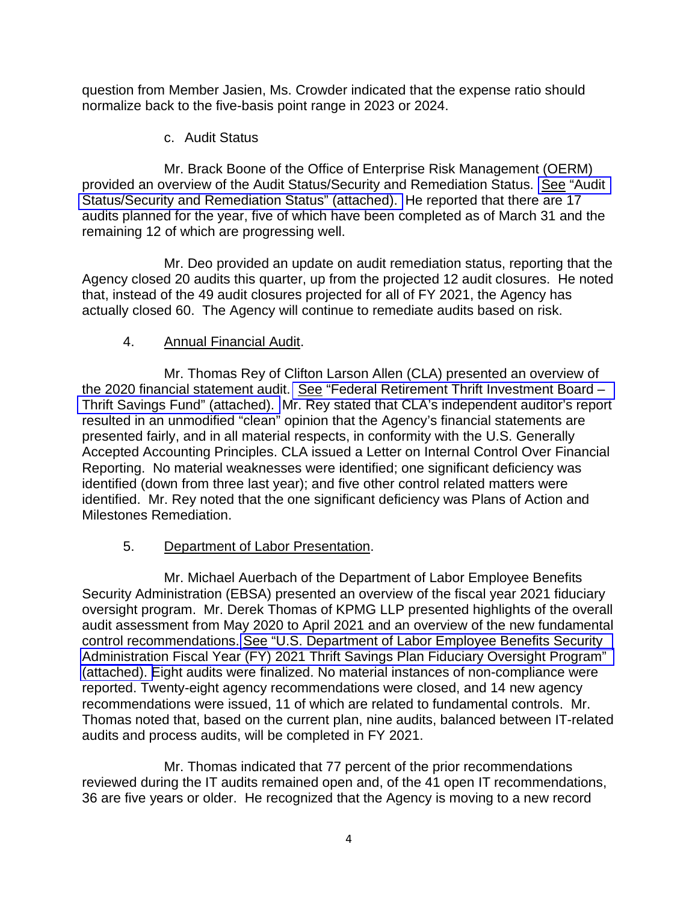question from Member Jasien, Ms. Crowder indicated that the expense ratio should normalize back to the five-basis point range in 2023 or 2024.

c. Audit Status

Mr. Brack Boone of the Office of Enterprise Risk Management (OERM) provided an overview of the Audit Status/Security and Remediation Status. See "Audit Status/Security and Remediation Status" (attached). He reported that there are 17 audits planned for the year, five of which have been completed as of March 31 and the remaining 12 of which are progressing well.

Mr. Deo provided an update on audit remediation status, reporting that the Agency closed 20 audits this quarter, up from the projected 12 audit closures. He noted that, instead of the 49 audit closures projected for all of FY 2021, the Agency has actually closed 60. The Agency will continue to remediate audits based on risk.

4. Annual Financial Audit.

Mr. Thomas Rey of Clifton Larson Allen (CLA) presented an overview of the 2020 financial statement audit. See "Federal Retirement Thrift Investment Board – Thrift Savings Fund" (attached). Mr. Rey stated that CLA's independent auditor's report resulted in an unmodified "clean" opinion that the Agency's financial statements are presented fairly, and in all material respects, in conformity with the U.S. Generally Accepted Accounting Principles. CLA issued a Letter on Internal Control Over Financial Reporting. No material weaknesses were identified; one significant deficiency was identified (down from three last year); and five other control related matters were identified. Mr. Rey noted that the one significant deficiency was Plans of Action and Milestones Remediation.

5. Department of Labor Presentation.

Mr. Michael Auerbach of the Department of Labor Employee Benefits Security Administration (EBSA) presented an overview of the fiscal year 2021 fiduciary oversight program. Mr. Derek Thomas of KPMG LLP presented highlights of the overall audit assessment from May 2020 to April 2021 and an overview of the new fundamental control recommendations. See "U.S. Department of Labor Employee Benefits Security Administration Fiscal Year (FY) 2021 Thrift Savings Plan Fiduciary Oversight Program" (attached). Eight audits were finalized. No material instances of non-compliance were reported. Twenty-eight agency recommendations were closed, and 14 new agency recommendations were issued, 11 of which are related to fundamental controls. Mr. Thomas noted that, based on the current plan, nine audits, balanced between IT-related audits and process audits, will be completed in FY 2021.

Mr. Thomas indicated that 77 percent of the prior recommendations reviewed during the IT audits remained open and, of the 41 open IT recommendations, 36 are five years or older. He recognized that the Agency is moving to a new record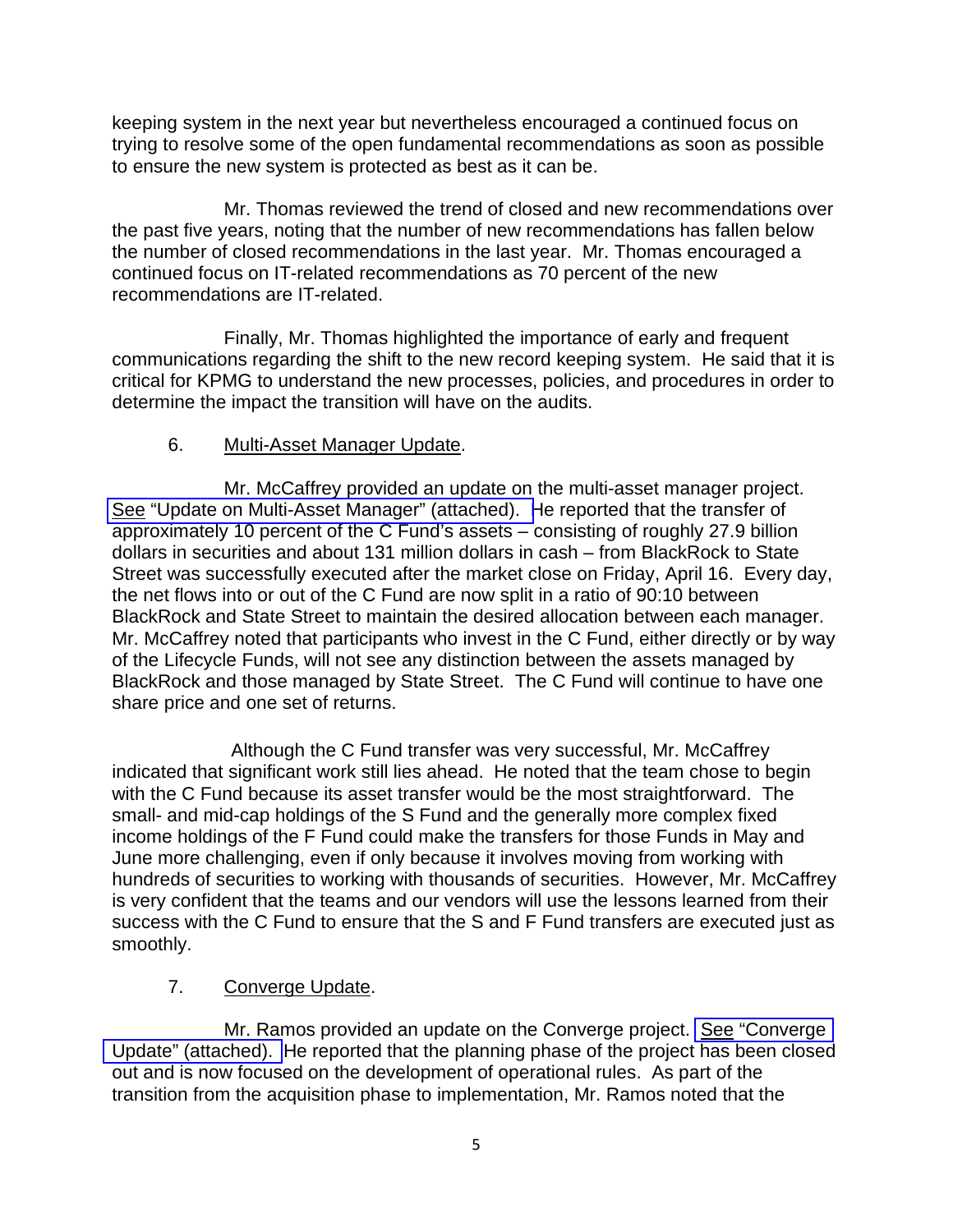keeping system in the next year but nevertheless encouraged a continued focus on trying to resolve some of the open fundamental recommendations as soon as possible to ensure the new system is protected as best as it can be.

Mr. Thomas reviewed the trend of closed and new recommendations over the past five years, noting that the number of new recommendations has fallen below the number of closed recommendations in the last year. Mr. Thomas encouraged a continued focus on IT-related recommendations as 70 percent of the new recommendations are IT-related.

Finally, Mr. Thomas highlighted the importance of early and frequent communications regarding the shift to the new record keeping system. He said that it is critical for KPMG to understand the new processes, policies, and procedures in order to determine the impact the transition will have on the audits.

6. Multi-Asset Manager Update.

Mr. McCaffrey provided an update on the multi-asset manager project. See "Update on Multi-Asset Manager" (attached). He reported that the transfer of approximately 10 percent of the C Fund's assets – consisting of roughly 27.9 billion dollars in securities and about 131 million dollars in cash – from BlackRock to State Street was successfully executed after the market close on Friday, April 16. Every day, the net flows into or out of the C Fund are now split in a ratio of 90:10 between BlackRock and State Street to maintain the desired allocation between each manager. Mr. McCaffrey noted that participants who invest in the C Fund, either directly or by way of the Lifecycle Funds, will not see any distinction between the assets managed by BlackRock and those managed by State Street. The C Fund will continue to have one share price and one set of returns.

Although the C Fund transfer was very successful, Mr. McCaffrey indicated that significant work still lies ahead. He noted that the team chose to begin with the C Fund because its asset transfer would be the most straightforward. The small- and mid-cap holdings of the S Fund and the generally more complex fixed income holdings of the F Fund could make the transfers for those Funds in May and June more challenging, even if only because it involves moving from working with hundreds of securities to working with thousands of securities. However, Mr. McCaffrey is very confident that the teams and our vendors will use the lessons learned from their success with the C Fund to ensure that the S and F Fund transfers are executed just as smoothly.

7. Converge Update.

Mr. Ramos provided an update on the Converge project. See "Converge Update" (attached). He reported that the planning phase of the project has been closed out and is now focused on the development of operational rules. As part of the transition from the acquisition phase to implementation, Mr. Ramos noted that the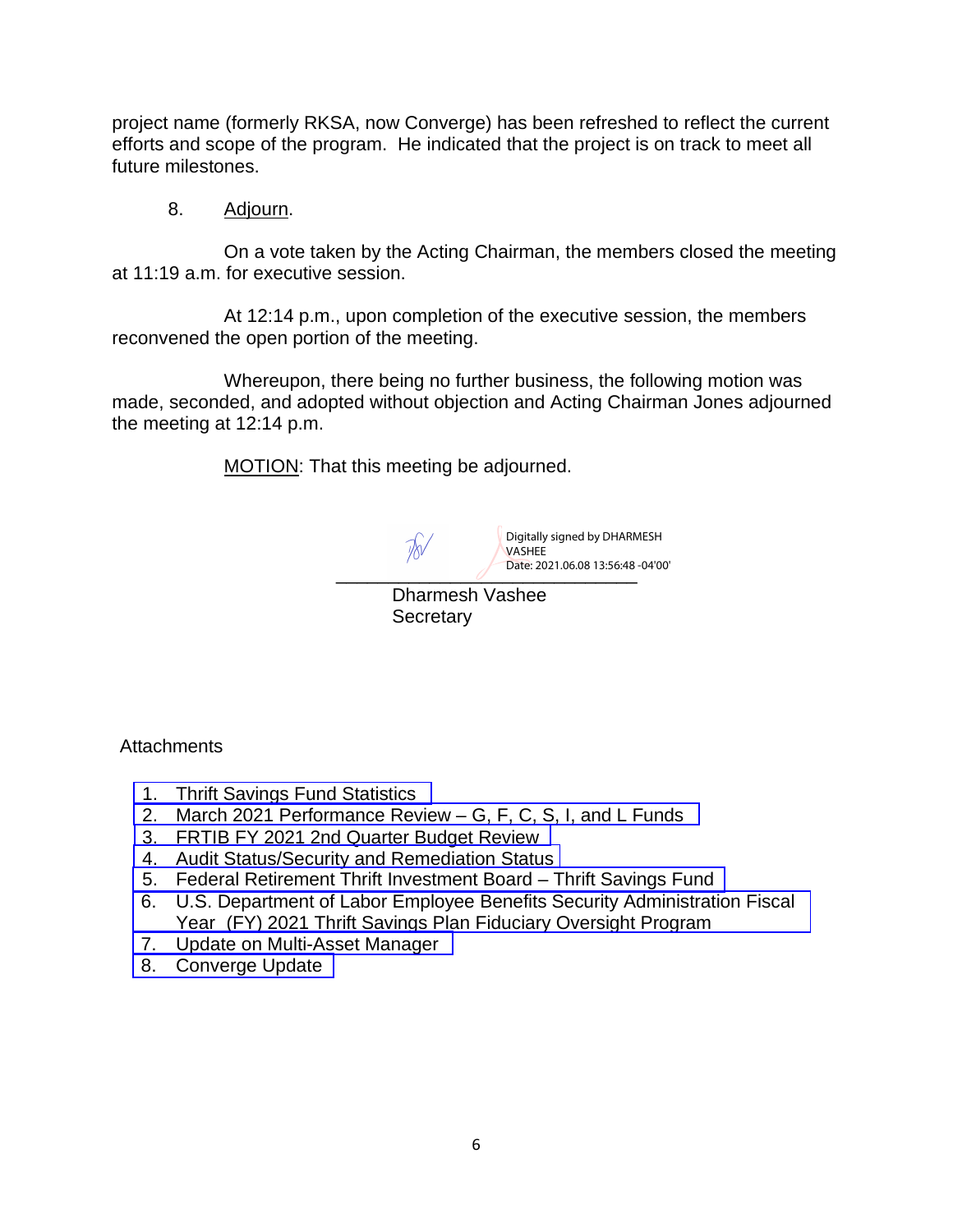project name (formerly RKSA, now Converge) has been refreshed to reflect the current efforts and scope of the program. He indicated that the project is on track to meet all future milestones.

8. Adjourn.

On a vote taken by the Acting Chairman, the members closed the meeting at 11:19 a.m. for executive session.

At 12:14 p.m., upon completion of the executive session, the members reconvened the open portion of the meeting.

Whereupon, there being no further business, the following motion was made, seconded, and adopted without objection and Acting Chairman Jones adjourned the meeting at 12:14 p.m.

MOTION: That this meeting be adjourned.

Digitally signed by DHARMESH VASHEE
Date: 2021.06.08 13:56:48 -04'00'

Dharmesh Vashee
Secretary

Attachments

1. Thrift Savings Fund Statistics
2. March 2021 Performance Review – G, F, C, S, I, and L Funds
3. FRTIB FY 2021 2nd Quarter Budget Review
4. Audit Status/Security and Remediation Status
5. Federal Retirement Thrift Investment Board – Thrift Savings Fund
6. U.S. Department of Labor Employee Benefits Security Administration Fiscal Year (FY) 2021 Thrift Savings Plan Fiduciary Oversight Program
7. Update on Multi-Asset Manager
8. Converge Update